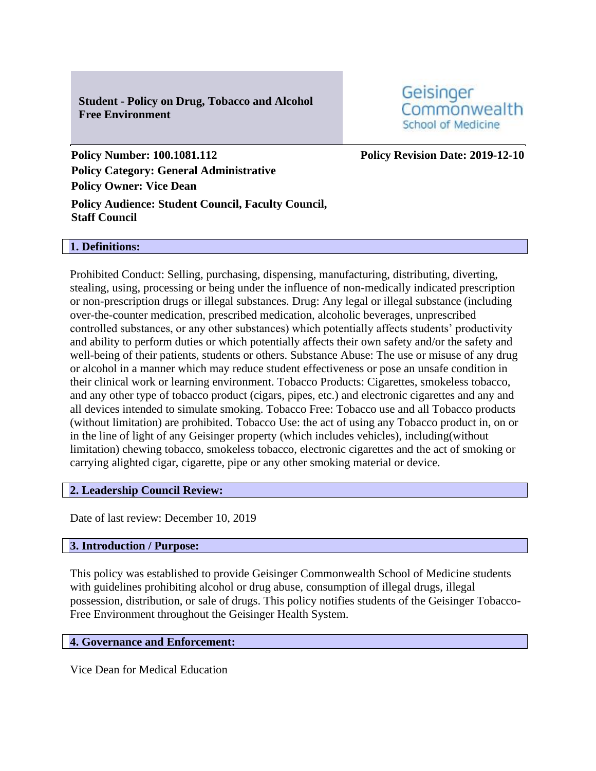**Student - Policy on Drug, Tobacco and Alcohol Free Environment**

Geisinger Commonwealth School of Medicine

**Policy Number: 100.1081.112**

**Policy Revision Date: 2019-12-10**

**Policy Category: General Administrative**

**Policy Owner: Vice Dean**

**Policy Audience: Student Council, Faculty Council, Staff Council**

## 1. Definitions:

Prohibited Conduct: Selling, purchasing, dispensing, manufacturing, distributing, diverting, stealing, using, processing or being under the influence of non-medically indicated prescription or non-prescription drugs or illegal substances. Drug: Any legal or illegal substance (including over-the-counter medication, prescribed medication, alcoholic beverages, unprescribed controlled substances, or any other substances) which potentially affects students' productivity and ability to perform duties or which potentially affects their own safety and/or the safety and well-being of their patients, students or others. Substance Abuse: The use or misuse of any drug or alcohol in a manner which may reduce student effectiveness or pose an unsafe condition in their clinical work or learning environment. Tobacco Products: Cigarettes, smokeless tobacco, and any other type of tobacco product (cigars, pipes, etc.) and electronic cigarettes and any and all devices intended to simulate smoking. Tobacco Free: Tobacco use and all Tobacco products (without limitation) are prohibited. Tobacco Use: the act of using any Tobacco product in, on or in the line of light of any Geisinger property (which includes vehicles), including(without limitation) chewing tobacco, smokeless tobacco, electronic cigarettes and the act of smoking or carrying alighted cigar, cigarette, pipe or any other smoking material or device.

## 2. Leadership Council Review:

Date of last review: December 10, 2019

## 3. Introduction / Purpose:

This policy was established to provide Geisinger Commonwealth School of Medicine students with guidelines prohibiting alcohol or drug abuse, consumption of illegal drugs, illegal possession, distribution, or sale of drugs. This policy notifies students of the Geisinger Tobacco-Free Environment throughout the Geisinger Health System.

## 4. Governance and Enforcement:

Vice Dean for Medical Education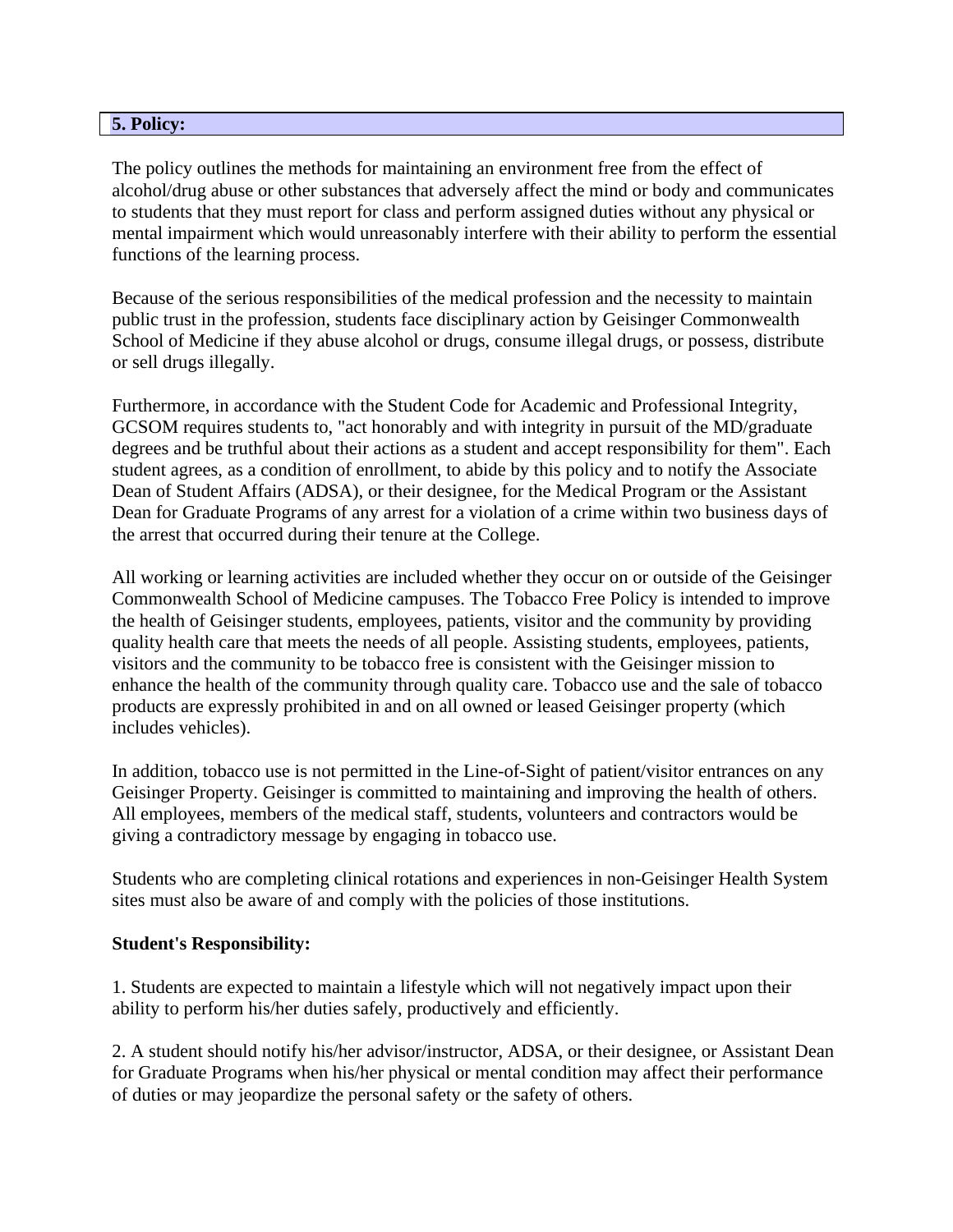## 5. Policy:

The policy outlines the methods for maintaining an environment free from the effect of alcohol/drug abuse or other substances that adversely affect the mind or body and communicates to students that they must report for class and perform assigned duties without any physical or mental impairment which would unreasonably interfere with their ability to perform the essential functions of the learning process.

Because of the serious responsibilities of the medical profession and the necessity to maintain public trust in the profession, students face disciplinary action by Geisinger Commonwealth School of Medicine if they abuse alcohol or drugs, consume illegal drugs, or possess, distribute or sell drugs illegally.

Furthermore, in accordance with the Student Code for Academic and Professional Integrity, GCSOM requires students to, "act honorably and with integrity in pursuit of the MD/graduate degrees and be truthful about their actions as a student and accept responsibility for them". Each student agrees, as a condition of enrollment, to abide by this policy and to notify the Associate Dean of Student Affairs (ADSA), or their designee, for the Medical Program or the Assistant Dean for Graduate Programs of any arrest for a violation of a crime within two business days of the arrest that occurred during their tenure at the College.

All working or learning activities are included whether they occur on or outside of the Geisinger Commonwealth School of Medicine campuses. The Tobacco Free Policy is intended to improve the health of Geisinger students, employees, patients, visitor and the community by providing quality health care that meets the needs of all people. Assisting students, employees, patients, visitors and the community to be tobacco free is consistent with the Geisinger mission to enhance the health of the community through quality care. Tobacco use and the sale of tobacco products are expressly prohibited in and on all owned or leased Geisinger property (which includes vehicles).

In addition, tobacco use is not permitted in the Line-of-Sight of patient/visitor entrances on any Geisinger Property. Geisinger is committed to maintaining and improving the health of others. All employees, members of the medical staff, students, volunteers and contractors would be giving a contradictory message by engaging in tobacco use.

Students who are completing clinical rotations and experiences in non-Geisinger Health System sites must also be aware of and comply with the policies of those institutions.

**Student's Responsibility:**

1. Students are expected to maintain a lifestyle which will not negatively impact upon their ability to perform his/her duties safely, productively and efficiently.

2. A student should notify his/her advisor/instructor, ADSA, or their designee, or Assistant Dean for Graduate Programs when his/her physical or mental condition may affect their performance of duties or may jeopardize the personal safety or the safety of others.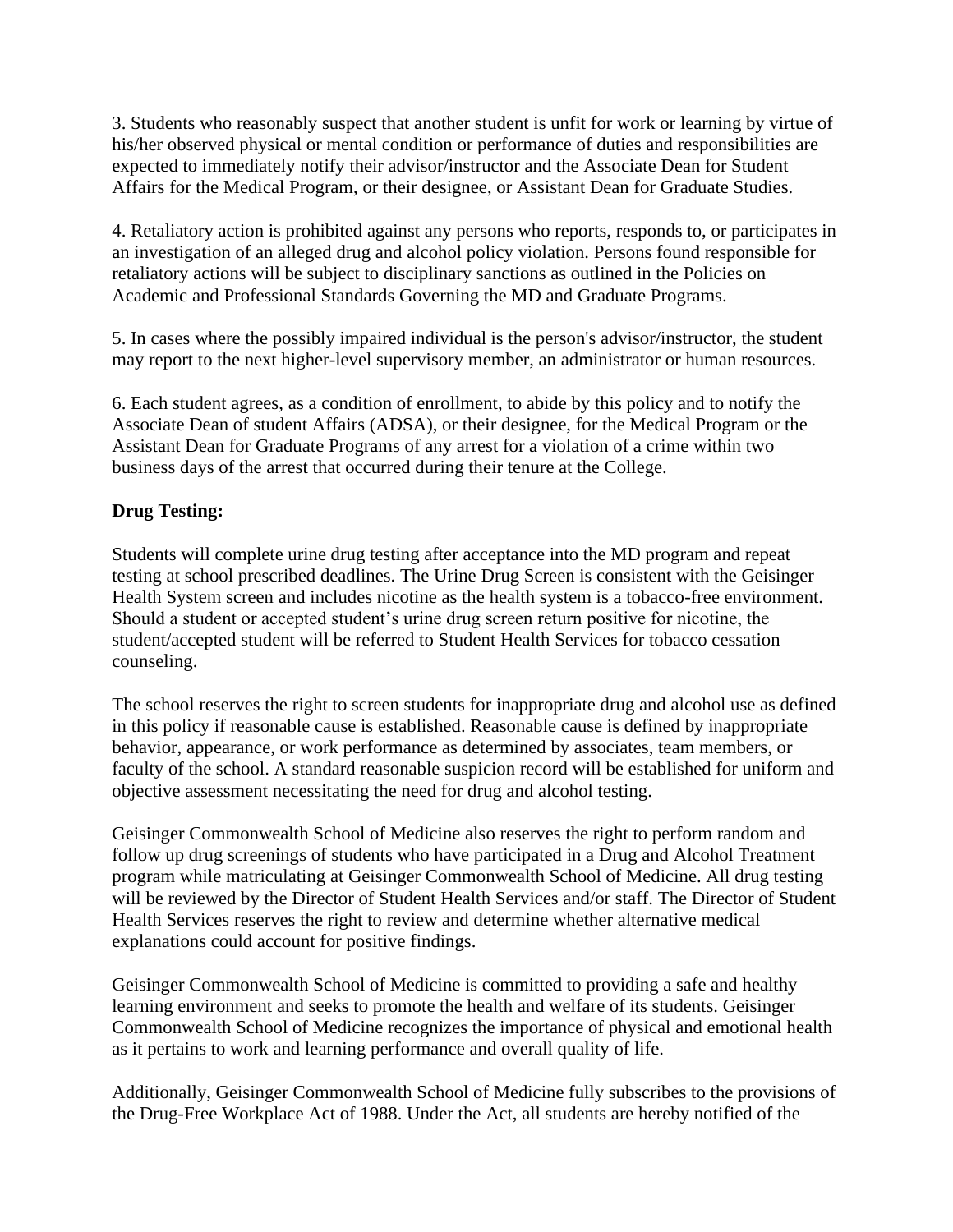3. Students who reasonably suspect that another student is unfit for work or learning by virtue of his/her observed physical or mental condition or performance of duties and responsibilities are expected to immediately notify their advisor/instructor and the Associate Dean for Student Affairs for the Medical Program, or their designee, or Assistant Dean for Graduate Studies.

4. Retaliatory action is prohibited against any persons who reports, responds to, or participates in an investigation of an alleged drug and alcohol policy violation. Persons found responsible for retaliatory actions will be subject to disciplinary sanctions as outlined in the Policies on Academic and Professional Standards Governing the MD and Graduate Programs.

5. In cases where the possibly impaired individual is the person's advisor/instructor, the student may report to the next higher-level supervisory member, an administrator or human resources.

6. Each student agrees, as a condition of enrollment, to abide by this policy and to notify the Associate Dean of student Affairs (ADSA), or their designee, for the Medical Program or the Assistant Dean for Graduate Programs of any arrest for a violation of a crime within two business days of the arrest that occurred during their tenure at the College.

**Drug Testing:**

Students will complete urine drug testing after acceptance into the MD program and repeat testing at school prescribed deadlines. The Urine Drug Screen is consistent with the Geisinger Health System screen and includes nicotine as the health system is a tobacco-free environment. Should a student or accepted student's urine drug screen return positive for nicotine, the student/accepted student will be referred to Student Health Services for tobacco cessation counseling.

The school reserves the right to screen students for inappropriate drug and alcohol use as defined in this policy if reasonable cause is established. Reasonable cause is defined by inappropriate behavior, appearance, or work performance as determined by associates, team members, or faculty of the school. A standard reasonable suspicion record will be established for uniform and objective assessment necessitating the need for drug and alcohol testing.

Geisinger Commonwealth School of Medicine also reserves the right to perform random and follow up drug screenings of students who have participated in a Drug and Alcohol Treatment program while matriculating at Geisinger Commonwealth School of Medicine. All drug testing will be reviewed by the Director of Student Health Services and/or staff. The Director of Student Health Services reserves the right to review and determine whether alternative medical explanations could account for positive findings.

Geisinger Commonwealth School of Medicine is committed to providing a safe and healthy learning environment and seeks to promote the health and welfare of its students. Geisinger Commonwealth School of Medicine recognizes the importance of physical and emotional health as it pertains to work and learning performance and overall quality of life.

Additionally, Geisinger Commonwealth School of Medicine fully subscribes to the provisions of the Drug-Free Workplace Act of 1988. Under the Act, all students are hereby notified of the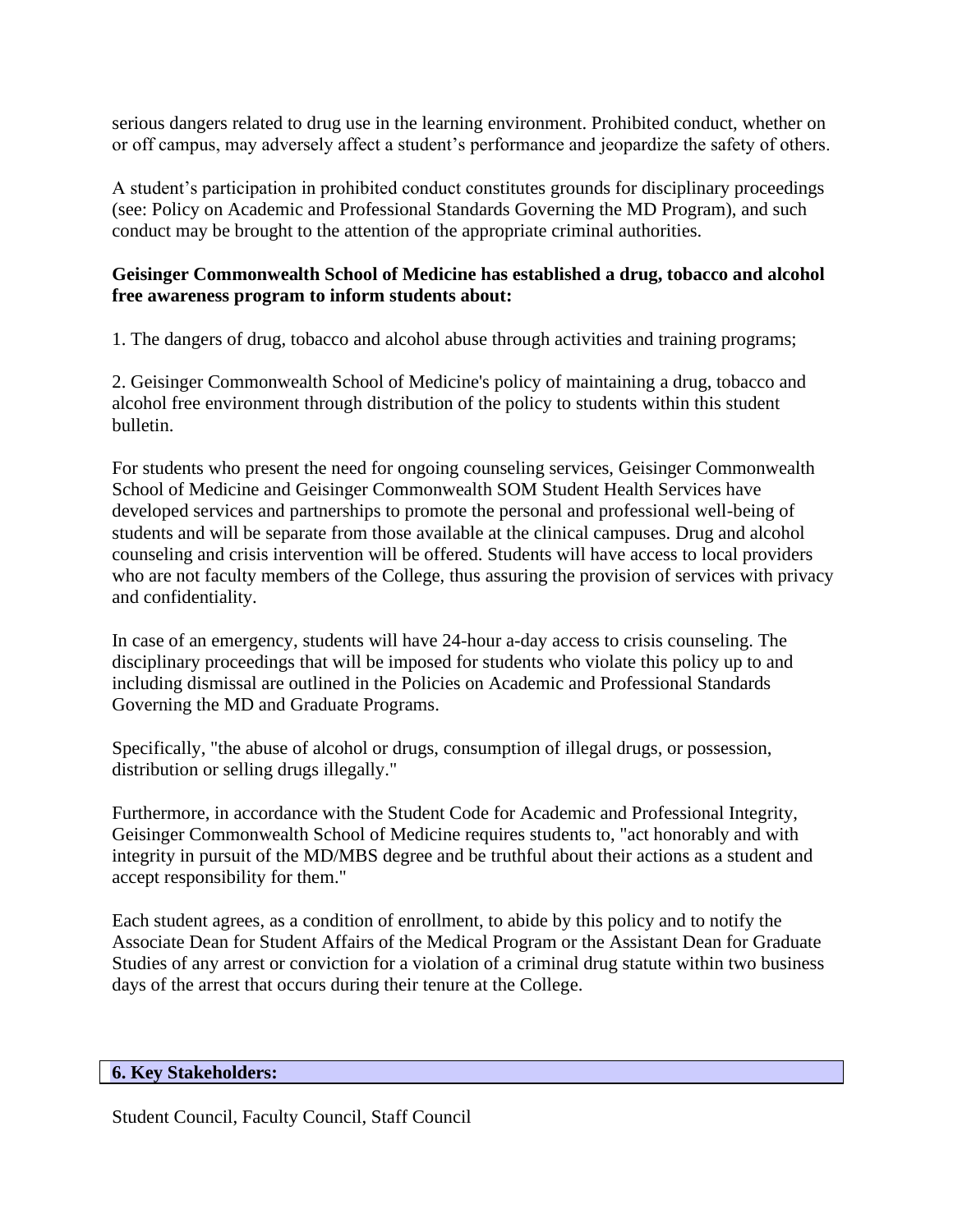serious dangers related to drug use in the learning environment. Prohibited conduct, whether on or off campus, may adversely affect a student's performance and jeopardize the safety of others.

A student's participation in prohibited conduct constitutes grounds for disciplinary proceedings (see: Policy on Academic and Professional Standards Governing the MD Program), and such conduct may be brought to the attention of the appropriate criminal authorities.

**Geisinger Commonwealth School of Medicine has established a drug, tobacco and alcohol free awareness program to inform students about:**

1. The dangers of drug, tobacco and alcohol abuse through activities and training programs;

2. Geisinger Commonwealth School of Medicine's policy of maintaining a drug, tobacco and alcohol free environment through distribution of the policy to students within this student bulletin.

For students who present the need for ongoing counseling services, Geisinger Commonwealth School of Medicine and Geisinger Commonwealth SOM Student Health Services have developed services and partnerships to promote the personal and professional well-being of students and will be separate from those available at the clinical campuses. Drug and alcohol counseling and crisis intervention will be offered. Students will have access to local providers who are not faculty members of the College, thus assuring the provision of services with privacy and confidentiality.

In case of an emergency, students will have 24-hour a-day access to crisis counseling. The disciplinary proceedings that will be imposed for students who violate this policy up to and including dismissal are outlined in the Policies on Academic and Professional Standards Governing the MD and Graduate Programs.

Specifically, "the abuse of alcohol or drugs, consumption of illegal drugs, or possession, distribution or selling drugs illegally."

Furthermore, in accordance with the Student Code for Academic and Professional Integrity, Geisinger Commonwealth School of Medicine requires students to, "act honorably and with integrity in pursuit of the MD/MBS degree and be truthful about their actions as a student and accept responsibility for them."

Each student agrees, as a condition of enrollment, to abide by this policy and to notify the Associate Dean for Student Affairs of the Medical Program or the Assistant Dean for Graduate Studies of any arrest or conviction for a violation of a criminal drug statute within two business days of the arrest that occurs during their tenure at the College.

## 6. Key Stakeholders:

Student Council, Faculty Council, Staff Council